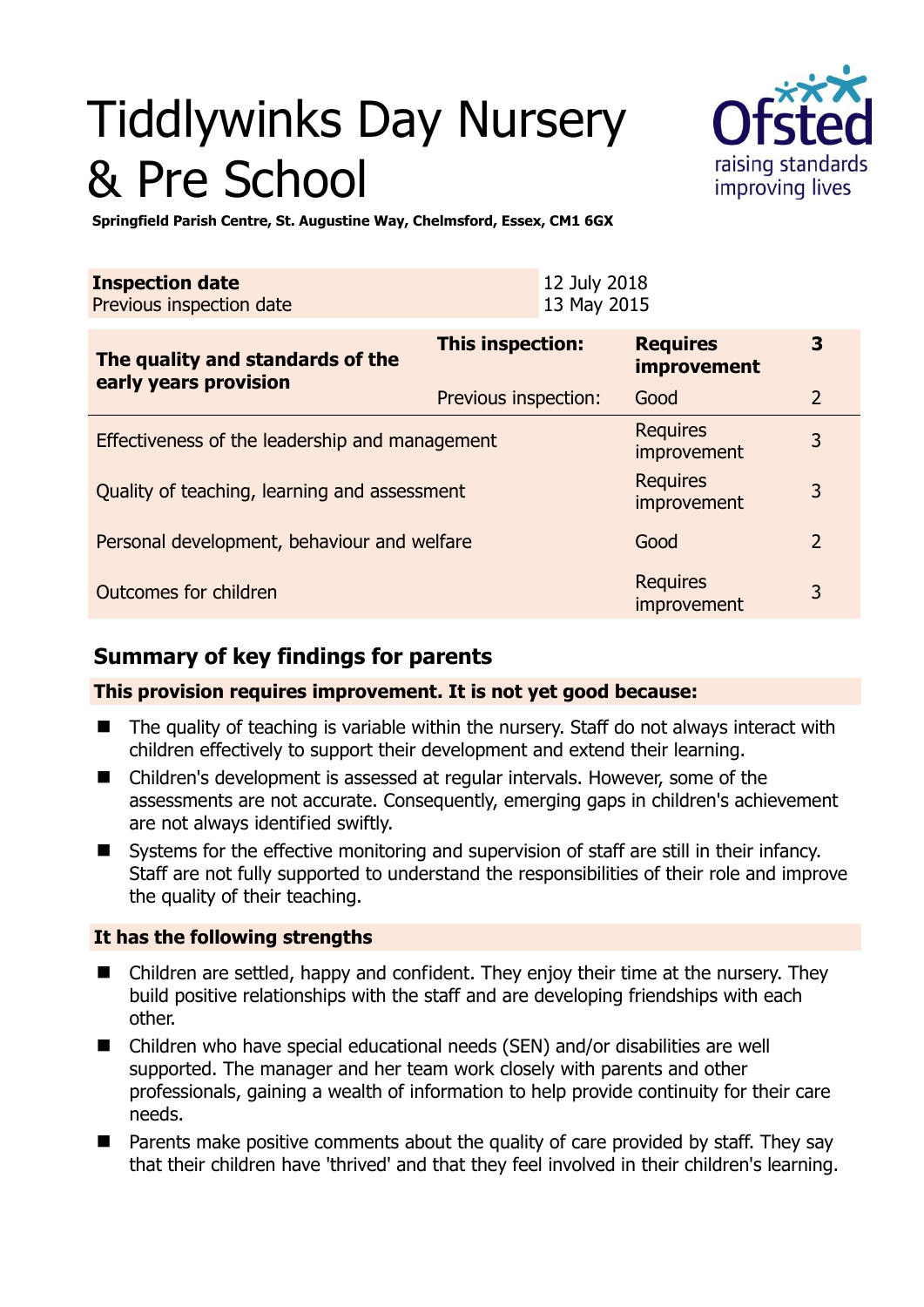# Tiddlywinks Day Nursery & Pre School

**Springfield Parish Centre, St. Augustine Way, Chelmsford, Essex, CM1 6GX**

| **Inspection date** | 12 July 2018 |
|---|---|
| Previous inspection date | 13 May 2015 |

| **The quality and standards of the early years provision** | **This inspection:** | **Requires improvement** | **3** |
|---|---|---|---|
| | Previous inspection: | Good | 2 |
| Effectiveness of the leadership and management | | Requires improvement | 3 |
| Quality of teaching, learning and assessment | | Requires improvement | 3 |
| Personal development, behaviour and welfare | | Good | 2 |
| Outcomes for children | | Requires improvement | 3 |

## Summary of key findings for parents

**This provision requires improvement. It is not yet good because:**

- The quality of teaching is variable within the nursery. Staff do not always interact with children effectively to support their development and extend their learning.
- Children's development is assessed at regular intervals. However, some of the assessments are not accurate. Consequently, emerging gaps in children's achievement are not always identified swiftly.
- Systems for the effective monitoring and supervision of staff are still in their infancy. Staff are not fully supported to understand the responsibilities of their role and improve the quality of their teaching.

**It has the following strengths**

- Children are settled, happy and confident. They enjoy their time at the nursery. They build positive relationships with the staff and are developing friendships with each other.
- Children who have special educational needs (SEN) and/or disabilities are well supported. The manager and her team work closely with parents and other professionals, gaining a wealth of information to help provide continuity for their care needs.
- Parents make positive comments about the quality of care provided by staff. They say that their children have 'thrived' and that they feel involved in their children's learning.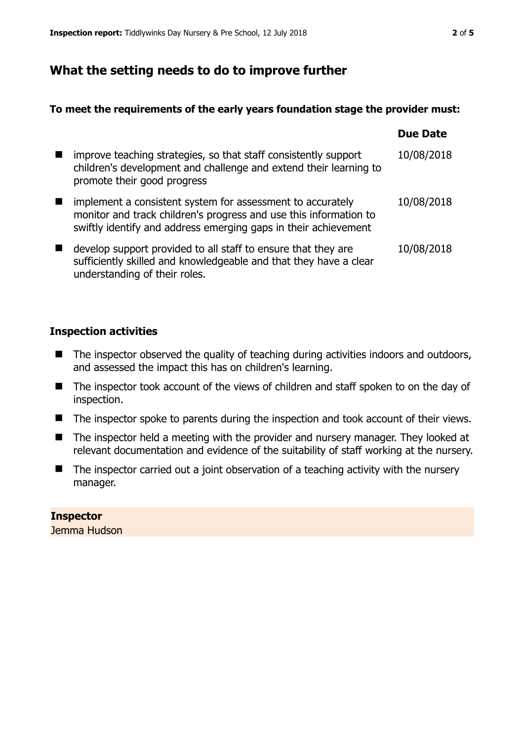## What the setting needs to do to improve further

**To meet the requirements of the early years foundation stage the provider must:**

| | Due Date |
|---|---|
| improve teaching strategies, so that staff consistently support children's development and challenge and extend their learning to promote their good progress | 10/08/2018 |
| implement a consistent system for assessment to accurately monitor and track children's progress and use this information to swiftly identify and address emerging gaps in their achievement | 10/08/2018 |
| develop support provided to all staff to ensure that they are sufficiently skilled and knowledgeable and that they have a clear understanding of their roles. | 10/08/2018 |

### Inspection activities

- The inspector observed the quality of teaching during activities indoors and outdoors, and assessed the impact this has on children's learning.
- The inspector took account of the views of children and staff spoken to on the day of inspection.
- The inspector spoke to parents during the inspection and took account of their views.
- The inspector held a meeting with the provider and nursery manager. They looked at relevant documentation and evidence of the suitability of staff working at the nursery.
- The inspector carried out a joint observation of a teaching activity with the nursery manager.

**Inspector**
Jemma Hudson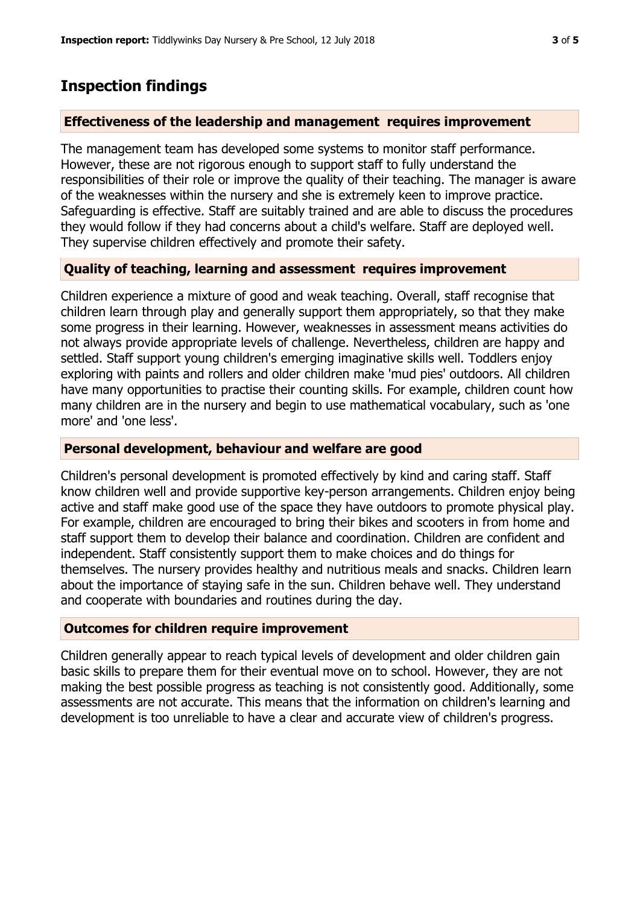## Inspection findings

### Effectiveness of the leadership and management requires improvement

The management team has developed some systems to monitor staff performance. However, these are not rigorous enough to support staff to fully understand the responsibilities of their role or improve the quality of their teaching. The manager is aware of the weaknesses within the nursery and she is extremely keen to improve practice. Safeguarding is effective. Staff are suitably trained and are able to discuss the procedures they would follow if they had concerns about a child's welfare. Staff are deployed well. They supervise children effectively and promote their safety.

### Quality of teaching, learning and assessment requires improvement

Children experience a mixture of good and weak teaching. Overall, staff recognise that children learn through play and generally support them appropriately, so that they make some progress in their learning. However, weaknesses in assessment means activities do not always provide appropriate levels of challenge. Nevertheless, children are happy and settled. Staff support young children's emerging imaginative skills well. Toddlers enjoy exploring with paints and rollers and older children make 'mud pies' outdoors. All children have many opportunities to practise their counting skills. For example, children count how many children are in the nursery and begin to use mathematical vocabulary, such as 'one more' and 'one less'.

### Personal development, behaviour and welfare are good

Children's personal development is promoted effectively by kind and caring staff. Staff know children well and provide supportive key-person arrangements. Children enjoy being active and staff make good use of the space they have outdoors to promote physical play. For example, children are encouraged to bring their bikes and scooters in from home and staff support them to develop their balance and coordination. Children are confident and independent. Staff consistently support them to make choices and do things for themselves. The nursery provides healthy and nutritious meals and snacks. Children learn about the importance of staying safe in the sun. Children behave well. They understand and cooperate with boundaries and routines during the day.

### Outcomes for children require improvement

Children generally appear to reach typical levels of development and older children gain basic skills to prepare them for their eventual move on to school. However, they are not making the best possible progress as teaching is not consistently good. Additionally, some assessments are not accurate. This means that the information on children's learning and development is too unreliable to have a clear and accurate view of children's progress.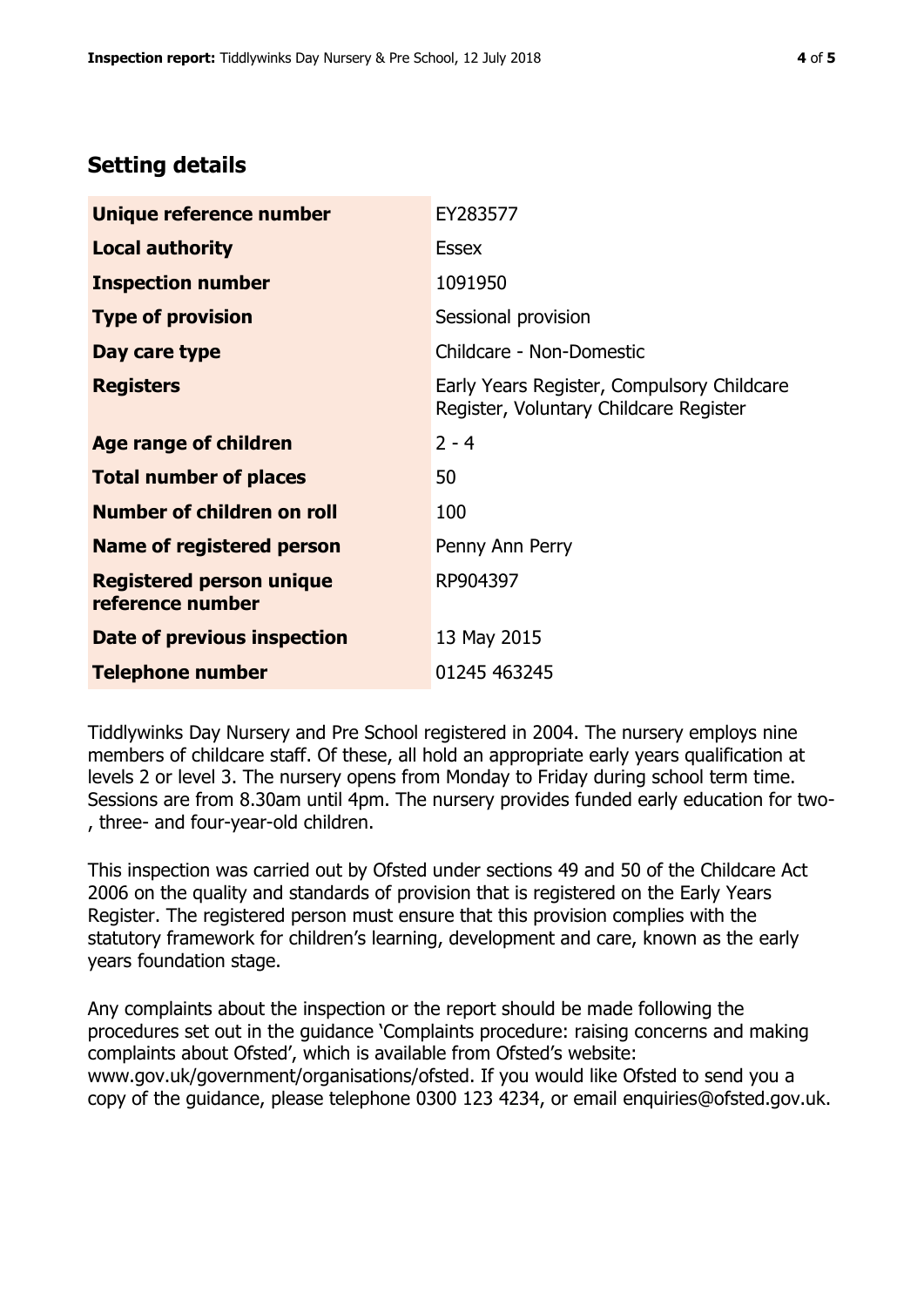## Setting details

| | |
|---|---|
| **Unique reference number** | EY283577 |
| **Local authority** | Essex |
| **Inspection number** | 1091950 |
| **Type of provision** | Sessional provision |
| **Day care type** | Childcare - Non-Domestic |
| **Registers** | Early Years Register, Compulsory Childcare Register, Voluntary Childcare Register |
| **Age range of children** | 2 - 4 |
| **Total number of places** | 50 |
| **Number of children on roll** | 100 |
| **Name of registered person** | Penny Ann Perry |
| **Registered person unique reference number** | RP904397 |
| **Date of previous inspection** | 13 May 2015 |
| **Telephone number** | 01245 463245 |

Tiddlywinks Day Nursery and Pre School registered in 2004. The nursery employs nine members of childcare staff. Of these, all hold an appropriate early years qualification at levels 2 or level 3. The nursery opens from Monday to Friday during school term time. Sessions are from 8.30am until 4pm. The nursery provides funded early education for two-, three- and four-year-old children.

This inspection was carried out by Ofsted under sections 49 and 50 of the Childcare Act 2006 on the quality and standards of provision that is registered on the Early Years Register. The registered person must ensure that this provision complies with the statutory framework for children's learning, development and care, known as the early years foundation stage.

Any complaints about the inspection or the report should be made following the procedures set out in the guidance 'Complaints procedure: raising concerns and making complaints about Ofsted', which is available from Ofsted's website: www.gov.uk/government/organisations/ofsted. If you would like Ofsted to send you a copy of the guidance, please telephone 0300 123 4234, or email enquiries@ofsted.gov.uk.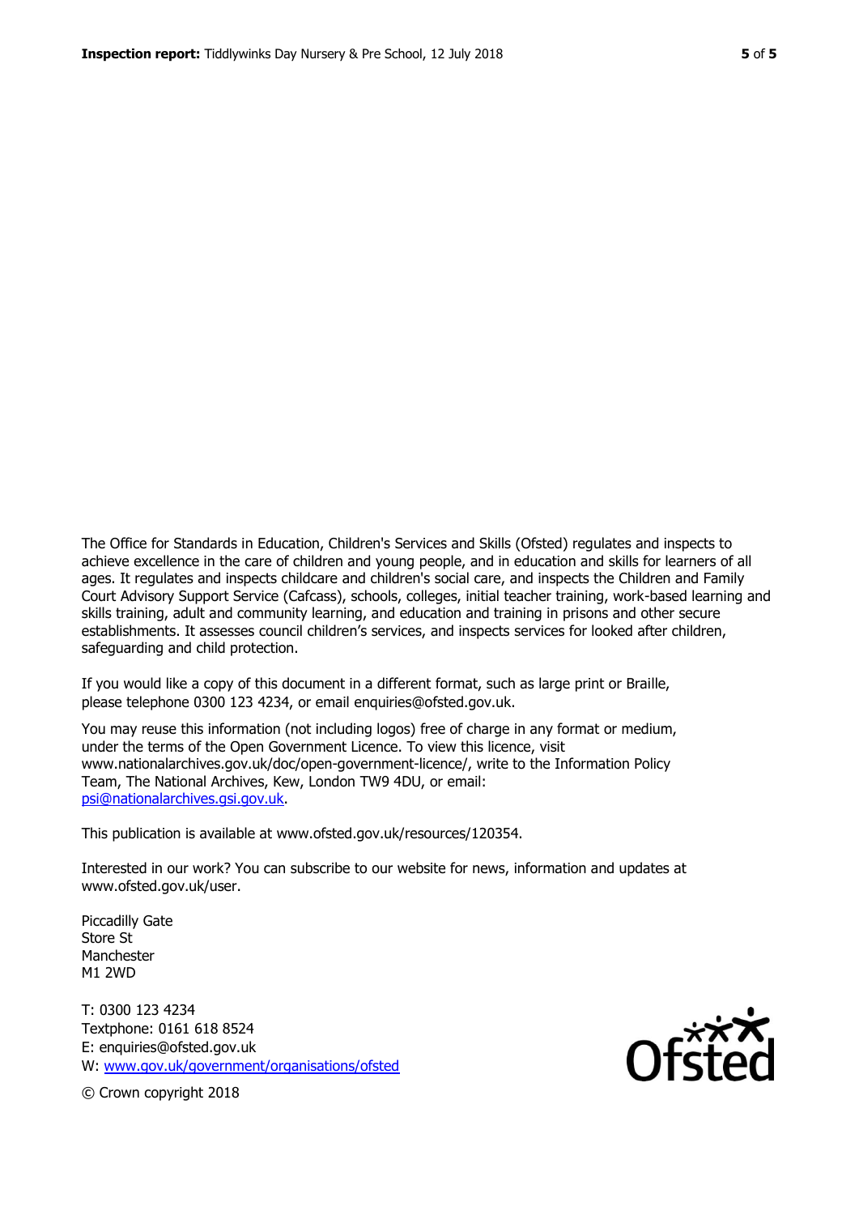The Office for Standards in Education, Children's Services and Skills (Ofsted) regulates and inspects to achieve excellence in the care of children and young people, and in education and skills for learners of all ages. It regulates and inspects childcare and children's social care, and inspects the Children and Family Court Advisory Support Service (Cafcass), schools, colleges, initial teacher training, work-based learning and skills training, adult and community learning, and education and training in prisons and other secure establishments. It assesses council children's services, and inspects services for looked after children, safeguarding and child protection.

If you would like a copy of this document in a different format, such as large print or Braille, please telephone 0300 123 4234, or email enquiries@ofsted.gov.uk.

You may reuse this information (not including logos) free of charge in any format or medium, under the terms of the Open Government Licence. To view this licence, visit www.nationalarchives.gov.uk/doc/open-government-licence/, write to the Information Policy Team, The National Archives, Kew, London TW9 4DU, or email: psi@nationalarchives.gsi.gov.uk.

This publication is available at www.ofsted.gov.uk/resources/120354.

Interested in our work? You can subscribe to our website for news, information and updates at www.ofsted.gov.uk/user.

Piccadilly Gate
Store St
Manchester
M1 2WD

T: 0300 123 4234
Textphone: 0161 618 8524
E: enquiries@ofsted.gov.uk
W: www.gov.uk/government/organisations/ofsted

© Crown copyright 2018